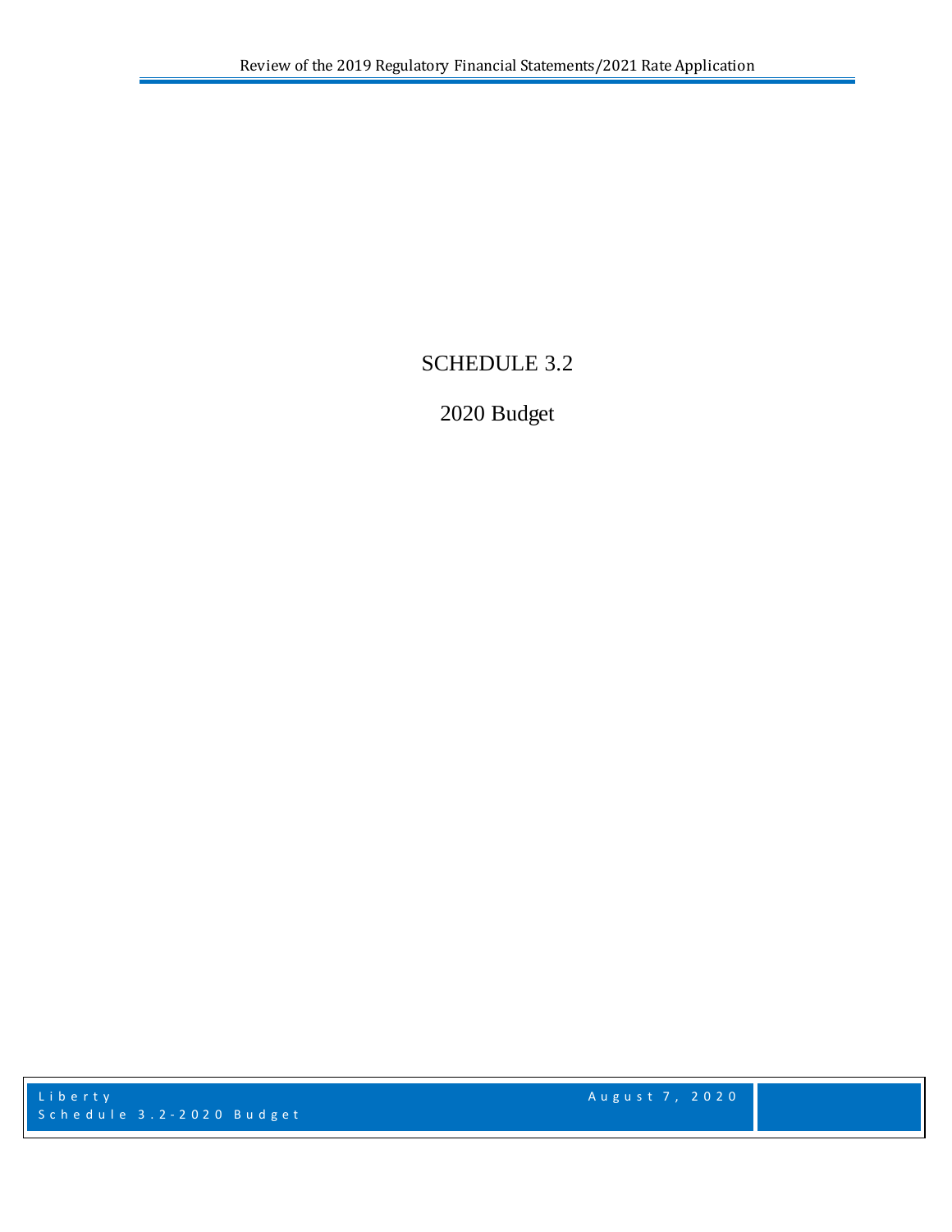# SCHEDULE 3.2

## 2020 Budget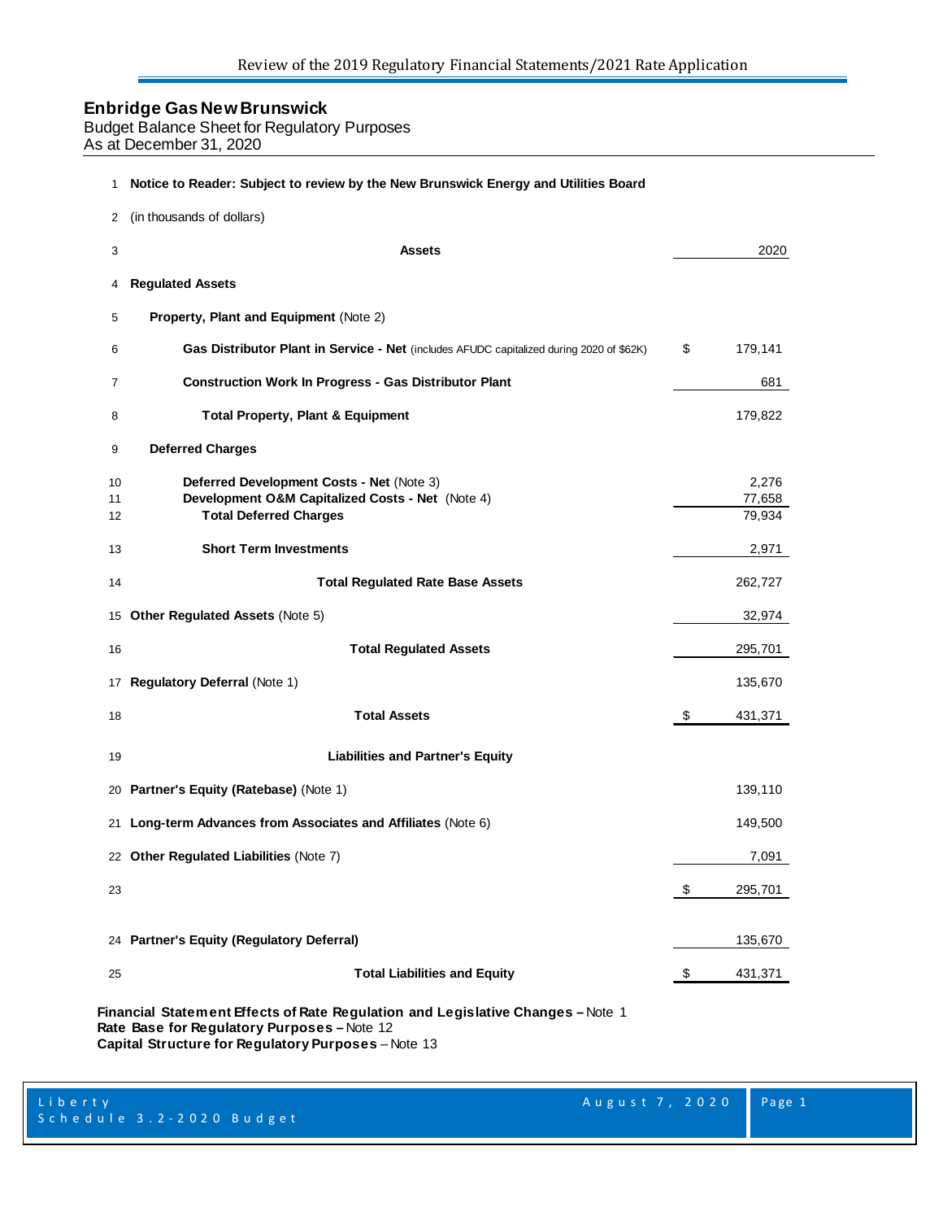# Enbridge Gas New Brunswick

Budget Balance Sheet for Regulatory Purposes
As at December 31, 2020

| | | | |
|---|---|---|---|
| 1 | **Notice to Reader: Subject to review by the New Brunswick Energy and Utilities Board** | | |
| 2 | (in thousands of dollars) | | |
| 3 | **Assets** | | 2020 |
| 4 | **Regulated Assets** | | |
| 5 | **Property, Plant and Equipment** (Note 2) | | |
| 6 | **Gas Distributor Plant in Service - Net** (includes AFUDC capitalized during 2020 of $62K) | $ | 179,141 |
| 7 | **Construction Work In Progress - Gas Distributor Plant** | | 681 |
| 8 | **Total Property, Plant & Equipment** | | 179,822 |
| 9 | **Deferred Charges** | | |
| 10 | **Deferred Development Costs - Net** (Note 3) | | 2,276 |
| 11 | **Development O&M Capitalized Costs - Net** (Note 4) | | 77,658 |
| 12 | **Total Deferred Charges** | | 79,934 |
| 13 | **Short Term Investments** | | 2,971 |
| 14 | **Total Regulated Rate Base Assets** | | 262,727 |
| 15 | **Other Regulated Assets** (Note 5) | | 32,974 |
| 16 | **Total Regulated Assets** | | 295,701 |
| 17 | **Regulatory Deferral** (Note 1) | | 135,670 |
| 18 | **Total Assets** | $ | 431,371 |
| 19 | **Liabilities and Partner's Equity** | | |
| 20 | **Partner's Equity (Ratebase)** (Note 1) | | 139,110 |
| 21 | **Long-term Advances from Associates and Affiliates** (Note 6) | | 149,500 |
| 22 | **Other Regulated Liabilities** (Note 7) | | 7,091 |
| 23 | | $ | 295,701 |
| 24 | **Partner's Equity (Regulatory Deferral)** | | 135,670 |
| 25 | **Total Liabilities and Equity** | $ | 431,371 |

**Financial Statement Effects of Rate Regulation and Legislative Changes –** Note 1
**Rate Base for Regulatory Purposes –** Note 12
**Capital Structure for Regulatory Purposes** – Note 13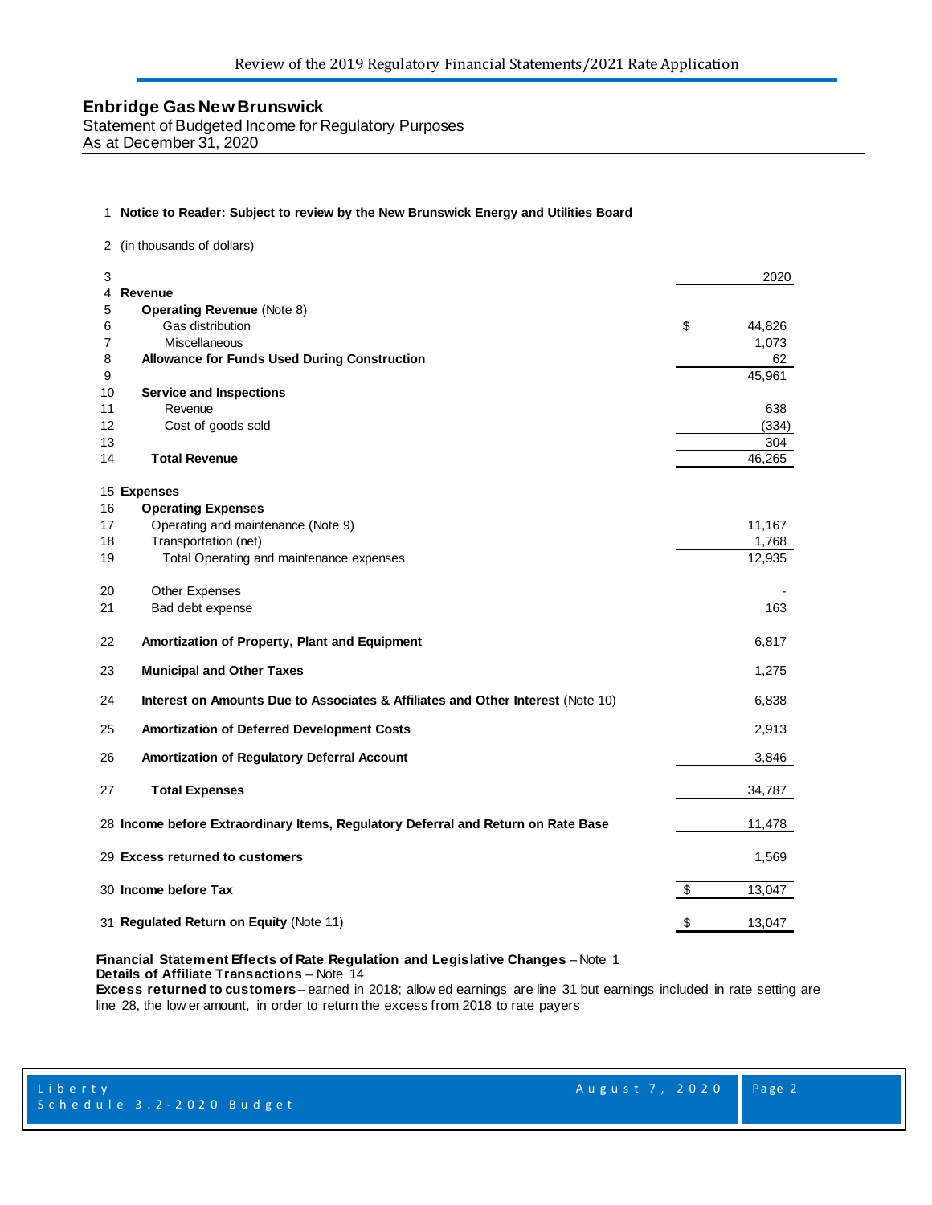**Enbridge Gas New Brunswick**
Statement of Budgeted Income for Regulatory Purposes
As at December 31, 2020

| Line | Description | 2020 |
|---|---|---|
| 1 | **Notice to Reader: Subject to review by the New Brunswick Energy and Utilities Board** | |
| 2 | (in thousands of dollars) | |
| 3 | | 2020 |
| 4 | **Revenue** | |
| 5 | **Operating Revenue** (Note 8) | |
| 6 | Gas distribution | $ 44,826 |
| 7 | Miscellaneous | 1,073 |
| 8 | **Allowance for Funds Used During Construction** | 62 |
| 9 | | 45,961 |
| 10 | **Service and Inspections** | |
| 11 | Revenue | 638 |
| 12 | Cost of goods sold | (334) |
| 13 | | 304 |
| 14 | **Total Revenue** | 46,265 |
| 15 | **Expenses** | |
| 16 | **Operating Expenses** | |
| 17 | Operating and maintenance (Note 9) | 11,167 |
| 18 | Transportation (net) | 1,768 |
| 19 | Total Operating and maintenance expenses | 12,935 |
| 20 | Other Expenses | - |
| 21 | Bad debt expense | 163 |
| 22 | **Amortization of Property, Plant and Equipment** | 6,817 |
| 23 | **Municipal and Other Taxes** | 1,275 |
| 24 | **Interest on Amounts Due to Associates & Affiliates and Other Interest** (Note 10) | 6,838 |
| 25 | **Amortization of Deferred Development Costs** | 2,913 |
| 26 | **Amortization of Regulatory Deferral Account** | 3,846 |
| 27 | **Total Expenses** | 34,787 |
| 28 | **Income before Extraordinary Items, Regulatory Deferral and Return on Rate Base** | 11,478 |
| 29 | **Excess returned to customers** | 1,569 |
| 30 | **Income before Tax** | $ 13,047 |
| 31 | **Regulated Return on Equity** (Note 11) | $ 13,047 |

**Financial Statement Effects of Rate Regulation and Legislative Changes** – Note 1
**Details of Affiliate Transactions** – Note 14
**Excess returned to customers** – earned in 2018; allowed earnings are line 31 but earnings included in rate setting are line 28, the lower amount, in order to return the excess from 2018 to rate payers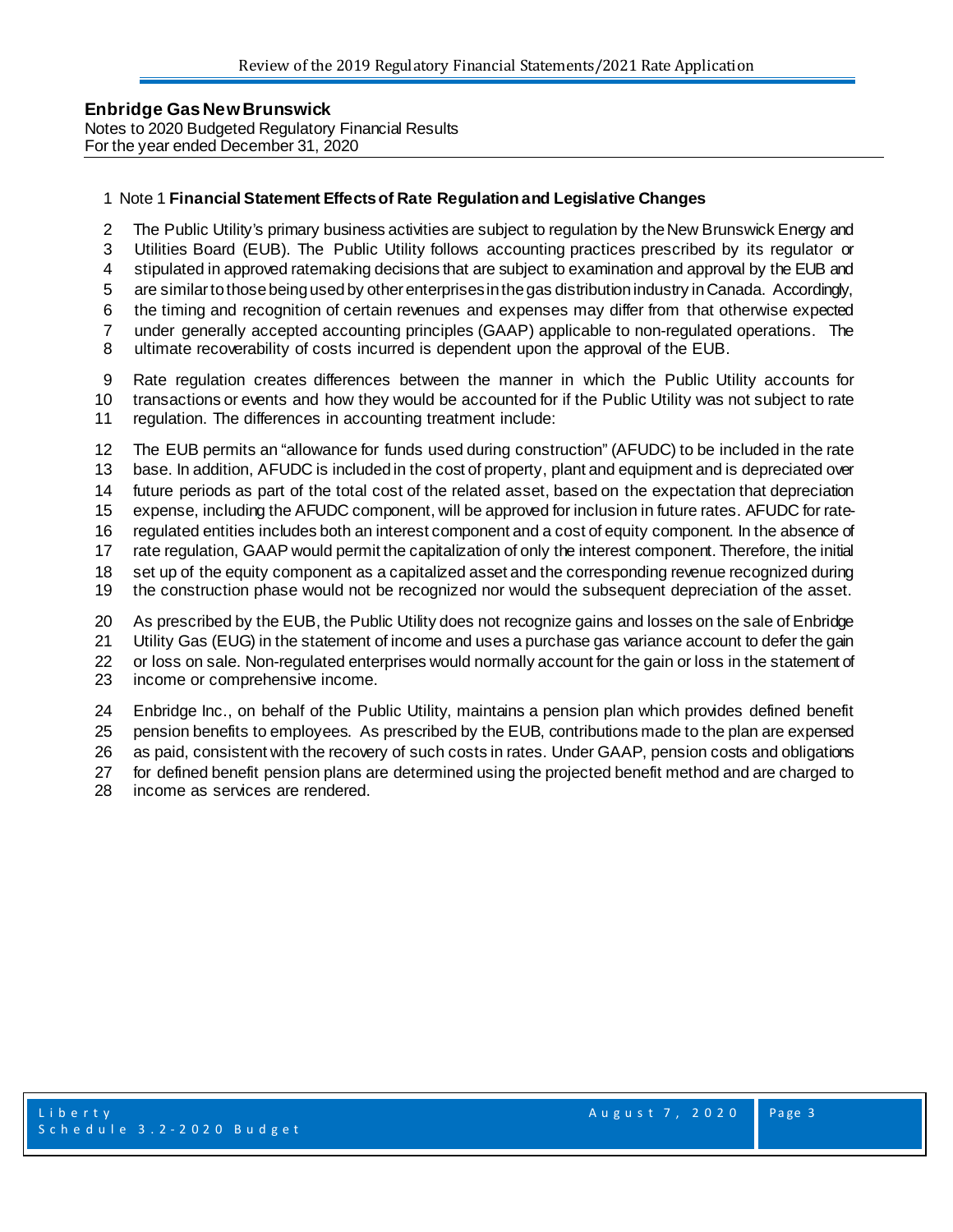**Enbridge Gas New Brunswick**
Notes to 2020 Budgeted Regulatory Financial Results
For the year ended December 31, 2020

Note 1 **Financial Statement Effects of Rate Regulation and Legislative Changes**

The Public Utility's primary business activities are subject to regulation by the New Brunswick Energy and Utilities Board (EUB). The Public Utility follows accounting practices prescribed by its regulator or stipulated in approved ratemaking decisions that are subject to examination and approval by the EUB and are similar to those being used by other enterprises in the gas distribution industry in Canada. Accordingly, the timing and recognition of certain revenues and expenses may differ from that otherwise expected under generally accepted accounting principles (GAAP) applicable to non-regulated operations. The ultimate recoverability of costs incurred is dependent upon the approval of the EUB.

Rate regulation creates differences between the manner in which the Public Utility accounts for transactions or events and how they would be accounted for if the Public Utility was not subject to rate regulation. The differences in accounting treatment include:

The EUB permits an "allowance for funds used during construction" (AFUDC) to be included in the rate base. In addition, AFUDC is included in the cost of property, plant and equipment and is depreciated over future periods as part of the total cost of the related asset, based on the expectation that depreciation expense, including the AFUDC component, will be approved for inclusion in future rates. AFUDC for rate-regulated entities includes both an interest component and a cost of equity component. In the absence of rate regulation, GAAP would permit the capitalization of only the interest component. Therefore, the initial set up of the equity component as a capitalized asset and the corresponding revenue recognized during the construction phase would not be recognized nor would the subsequent depreciation of the asset.

As prescribed by the EUB, the Public Utility does not recognize gains and losses on the sale of Enbridge Utility Gas (EUG) in the statement of income and uses a purchase gas variance account to defer the gain or loss on sale. Non-regulated enterprises would normally account for the gain or loss in the statement of income or comprehensive income.

Enbridge Inc., on behalf of the Public Utility, maintains a pension plan which provides defined benefit pension benefits to employees. As prescribed by the EUB, contributions made to the plan are expensed as paid, consistent with the recovery of such costs in rates. Under GAAP, pension costs and obligations for defined benefit pension plans are determined using the projected benefit method and are charged to income as services are rendered.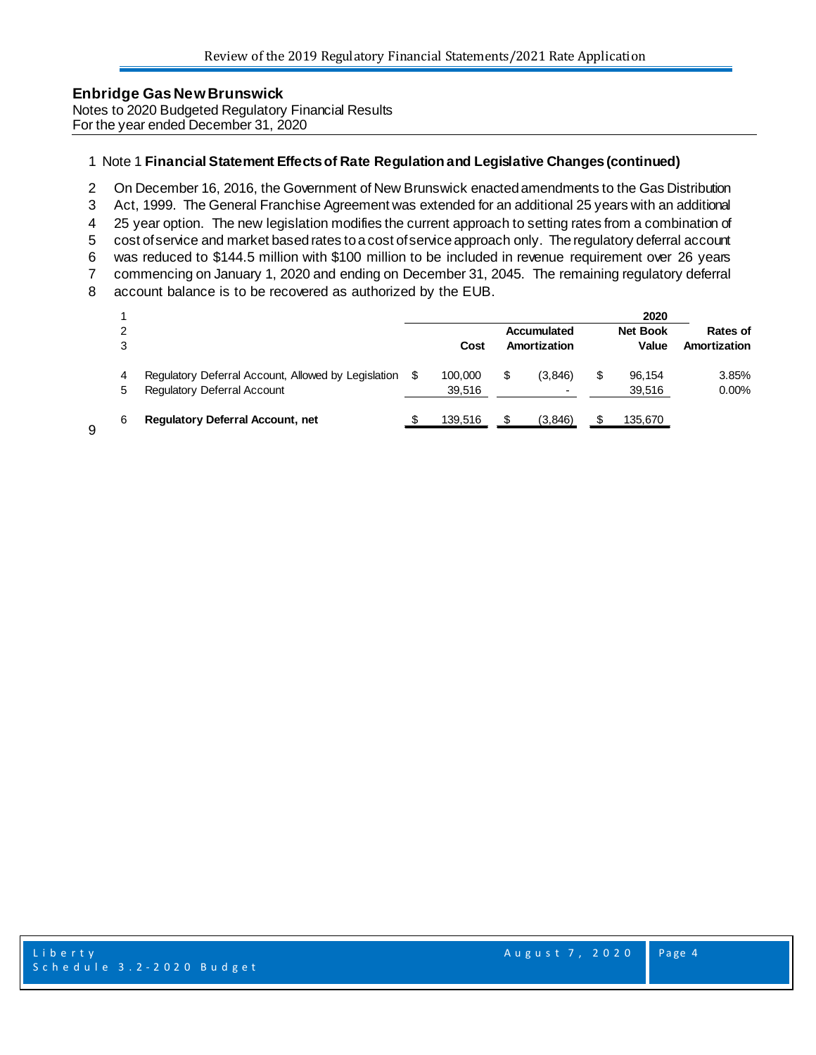**Enbridge Gas New Brunswick**
Notes to 2020 Budgeted Regulatory Financial Results
For the year ended December 31, 2020

1 Note 1 **Financial Statement Effects of Rate Regulation and Legislative Changes (continued)**

2 On December 16, 2016, the Government of New Brunswick enacted amendments to the Gas Distribution
3 Act, 1999. The General Franchise Agreement was extended for an additional 25 years with an additional
4 25 year option. The new legislation modifies the current approach to setting rates from a combination of
5 cost of service and market based rates to a cost of service approach only. The regulatory deferral account
6 was reduced to $144.5 million with $100 million to be included in revenue requirement over 26 years
7 commencing on January 1, 2020 and ending on December 31, 2045. The remaining regulatory deferral
8 account balance is to be recovered as authorized by the EUB.

| | | | | 2020 | |
|---|---|---|---|---|---|
| 1 | | | | | |
| 2 | | | **Accumulated** | **Net Book** | **Rates of** |
| 3 | | **Cost** | **Amortization** | **Value** | **Amortization** |
| 4 | Regulatory Deferral Account, Allowed by Legislation | $ 100,000 | $ (3,846) | $ 96,154 | 3.85% |
| 5 | Regulatory Deferral Account | 39,516 | - | 39,516 | 0.00% |
| 6 | **Regulatory Deferral Account, net** | $ 139,516 | $ (3,846) | $ 135,670 | |

9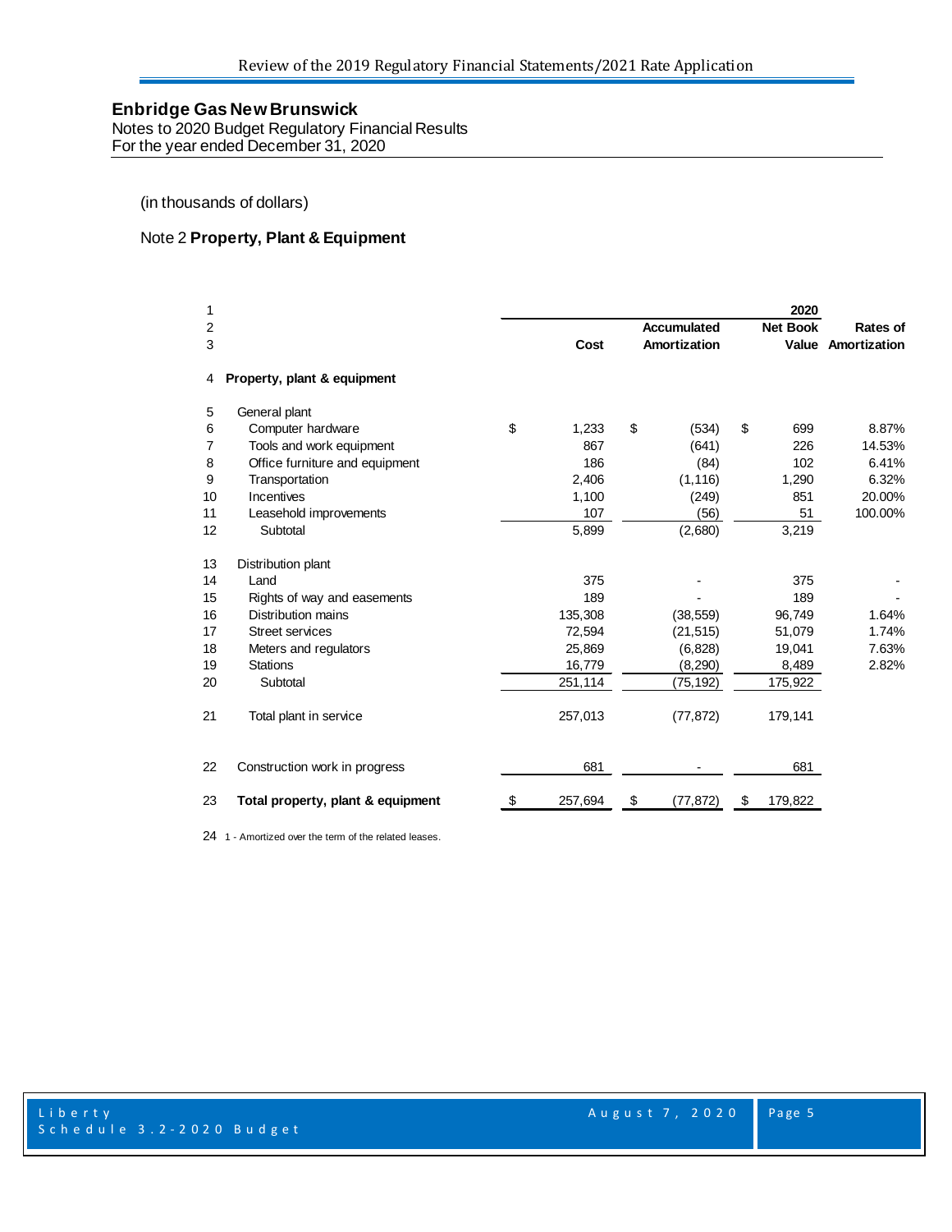## Enbridge Gas New Brunswick

Notes to 2020 Budget Regulatory Financial Results
For the year ended December 31, 2020

(in thousands of dollars)

### Note 2 **Property, Plant & Equipment**

| Line | | | | 2020 | |
|---|---|---|---|---|---|
| 2 | | | Accumulated | Net Book | Rates of |
| 3 | | Cost | Amortization | Value | Amortization |
| 4 | **Property, plant & equipment** | | | | |
| 5 | General plant | | | | |
| 6 | Computer hardware | $ 1,233 | $ (534) | $ 699 | 8.87% |
| 7 | Tools and work equipment | 867 | (641) | 226 | 14.53% |
| 8 | Office furniture and equipment | 186 | (84) | 102 | 6.41% |
| 9 | Transportation | 2,406 | (1,116) | 1,290 | 6.32% |
| 10 | Incentives | 1,100 | (249) | 851 | 20.00% |
| 11 | Leasehold improvements | 107 | (56) | 51 | 100.00% |
| 12 | Subtotal | 5,899 | (2,680) | 3,219 | |
| 13 | Distribution plant | | | | |
| 14 | Land | 375 | - | 375 | - |
| 15 | Rights of way and easements | 189 | - | 189 | - |
| 16 | Distribution mains | 135,308 | (38,559) | 96,749 | 1.64% |
| 17 | Street services | 72,594 | (21,515) | 51,079 | 1.74% |
| 18 | Meters and regulators | 25,869 | (6,828) | 19,041 | 7.63% |
| 19 | Stations | 16,779 | (8,290) | 8,489 | 2.82% |
| 20 | Subtotal | 251,114 | (75,192) | 175,922 | |
| 21 | Total plant in service | 257,013 | (77,872) | 179,141 | |
| 22 | Construction work in progress | 681 | - | 681 | |
| 23 | **Total property, plant & equipment** | $ 257,694 | $ (77,872) | $ 179,822 | |

24 1 - Amortized over the term of the related leases.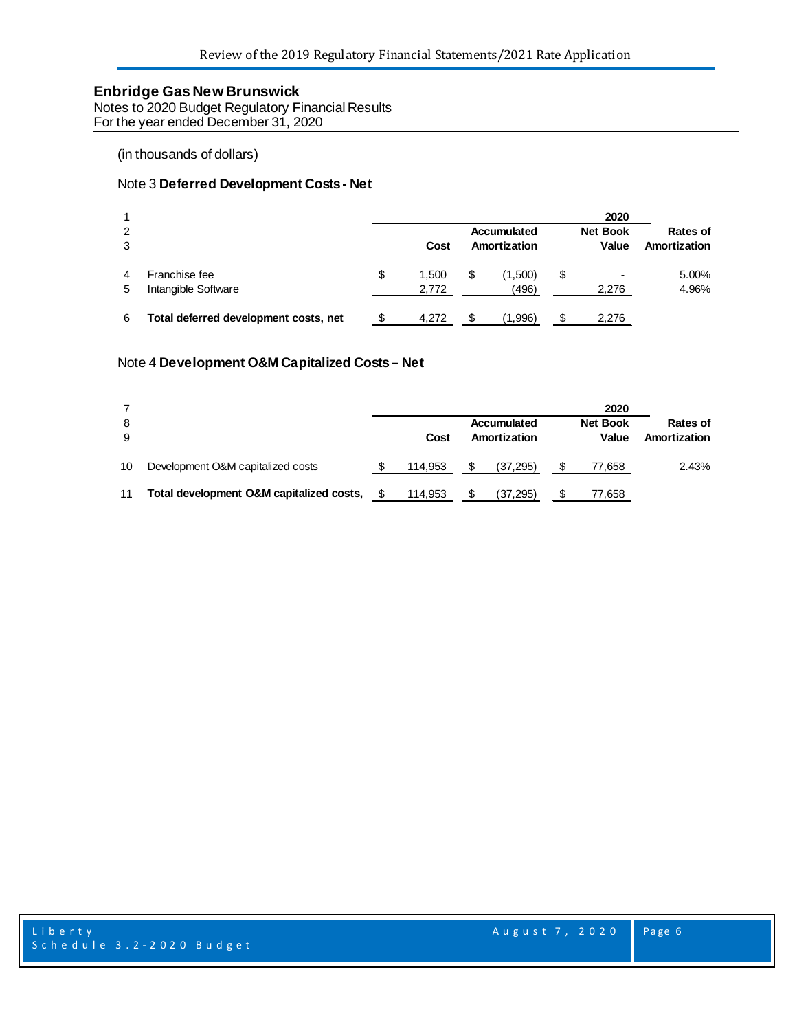## Enbridge Gas New Brunswick

Notes to 2020 Budget Regulatory Financial Results
For the year ended December 31, 2020

(in thousands of dollars)

### Note 3 **Deferred Development Costs - Net**

| | | | | 2020 | |
|---|---|---|---|---|---|
| | | Cost | Accumulated Amortization | Net Book Value | Rates of Amortization |
| 4 | Franchise fee | $ 1,500 | $ (1,500) | $ - | 5.00% |
| 5 | Intangible Software | 2,772 | (496) | 2,276 | 4.96% |
| 6 | **Total deferred development costs, net** | $ 4,272 | $ (1,996) | $ 2,276 | |

### Note 4 **Development O&M Capitalized Costs – Net**

| | | | | 2020 | |
|---|---|---|---|---|---|
| | | Cost | Accumulated Amortization | Net Book Value | Rates of Amortization |
| 10 | Development O&M capitalized costs | $ 114,953 | $ (37,295) | $ 77,658 | 2.43% |
| 11 | **Total development O&M capitalized costs,** | $ 114,953 | $ (37,295) | $ 77,658 | |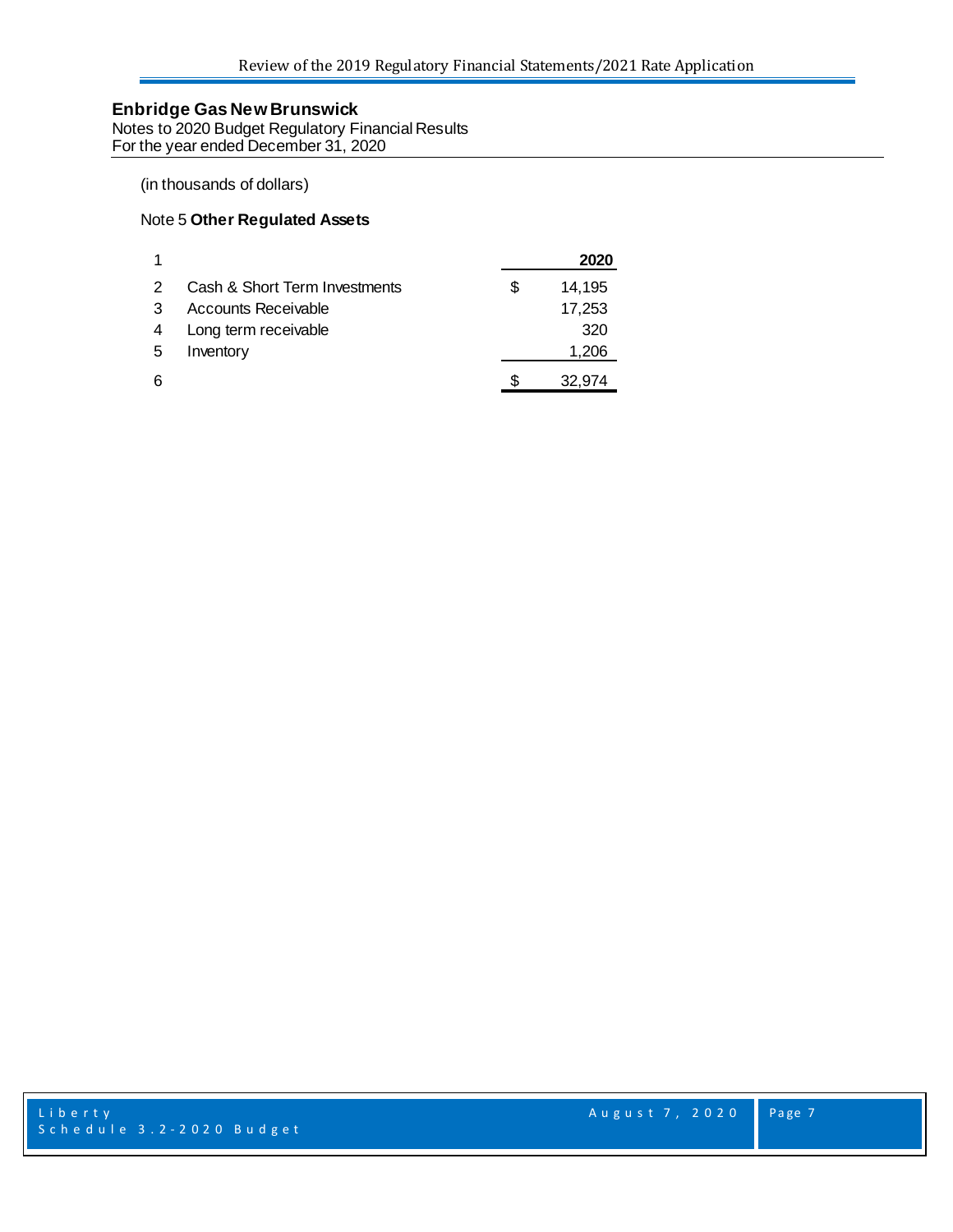## Enbridge Gas New Brunswick

Notes to 2020 Budget Regulatory Financial Results
For the year ended December 31, 2020

(in thousands of dollars)

### Note 5 **Other Regulated Assets**

| 1 | | | **2020** |
|---|---|---|---|
| 2 | Cash & Short Term Investments | $ | 14,195 |
| 3 | Accounts Receivable | | 17,253 |
| 4 | Long term receivable | | 320 |
| 5 | Inventory | | 1,206 |
| 6 | | $ | 32,974 |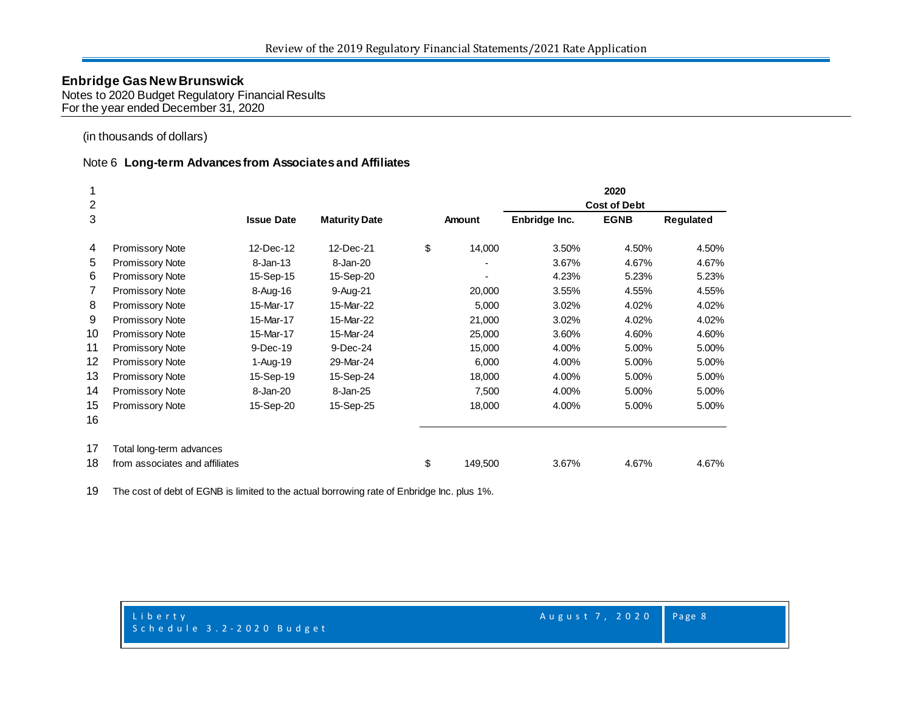**Enbridge Gas New Brunswick**
Notes to 2020 Budget Regulatory Financial Results
For the year ended December 31, 2020

(in thousands of dollars)

Note 6 **Long-term Advances from Associates and Affiliates**

| | | | | | 2020 | | |
|---|---|---|---|---|---|---|---|
| | | | | | Cost of Debt | | |
| | | **Issue Date** | **Maturity Date** | **Amount** | **Enbridge Inc.** | **EGNB** | **Regulated** |
| 4 | Promissory Note | 12-Dec-12 | 12-Dec-21 | $ 14,000 | 3.50% | 4.50% | 4.50% |
| 5 | Promissory Note | 8-Jan-13 | 8-Jan-20 | - | 3.67% | 4.67% | 4.67% |
| 6 | Promissory Note | 15-Sep-15 | 15-Sep-20 | - | 4.23% | 5.23% | 5.23% |
| 7 | Promissory Note | 8-Aug-16 | 9-Aug-21 | 20,000 | 3.55% | 4.55% | 4.55% |
| 8 | Promissory Note | 15-Mar-17 | 15-Mar-22 | 5,000 | 3.02% | 4.02% | 4.02% |
| 9 | Promissory Note | 15-Mar-17 | 15-Mar-22 | 21,000 | 3.02% | 4.02% | 4.02% |
| 10 | Promissory Note | 15-Mar-17 | 15-Mar-24 | 25,000 | 3.60% | 4.60% | 4.60% |
| 11 | Promissory Note | 9-Dec-19 | 9-Dec-24 | 15,000 | 4.00% | 5.00% | 5.00% |
| 12 | Promissory Note | 1-Aug-19 | 29-Mar-24 | 6,000 | 4.00% | 5.00% | 5.00% |
| 13 | Promissory Note | 15-Sep-19 | 15-Sep-24 | 18,000 | 4.00% | 5.00% | 5.00% |
| 14 | Promissory Note | 8-Jan-20 | 8-Jan-25 | 7,500 | 4.00% | 5.00% | 5.00% |
| 15 | Promissory Note | 15-Sep-20 | 15-Sep-25 | 18,000 | 4.00% | 5.00% | 5.00% |
| 16 | | | | | | | |
| 17 | Total long-term advances | | | | | | |
| 18 | from associates and affiliates | | | $ 149,500 | 3.67% | 4.67% | 4.67% |

19 The cost of debt of EGNB is limited to the actual borrowing rate of Enbridge Inc. plus 1%.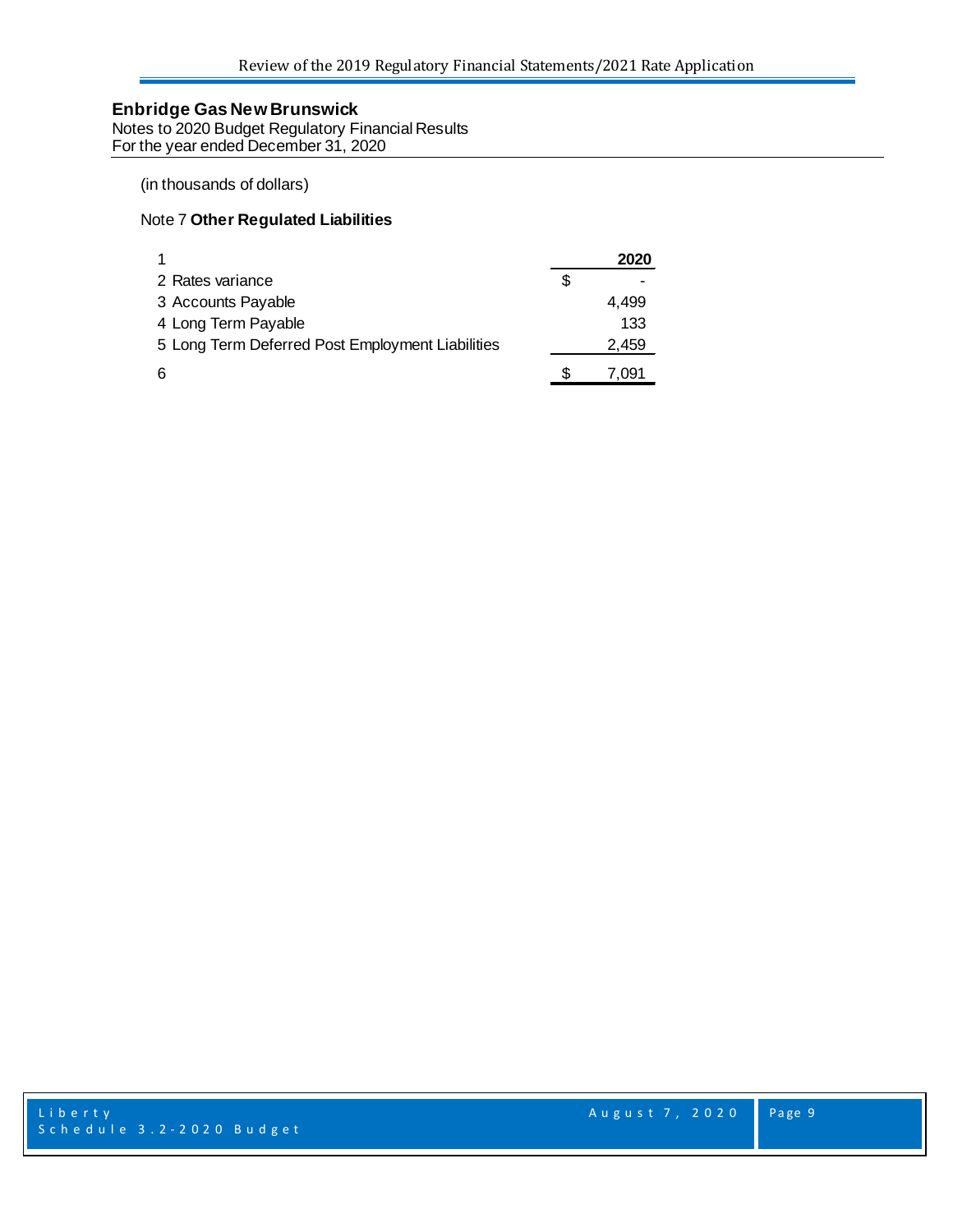**Enbridge Gas New Brunswick**
Notes to 2020 Budget Regulatory Financial Results
For the year ended December 31, 2020

(in thousands of dollars)

Note 7 **Other Regulated Liabilities**

| 1 | | **2020** |
|---|---|---|
| 2 Rates variance | $ | - |
| 3 Accounts Payable | | 4,499 |
| 4 Long Term Payable | | 133 |
| 5 Long Term Deferred Post Employment Liabilities | | 2,459 |
| 6 | $ | 7,091 |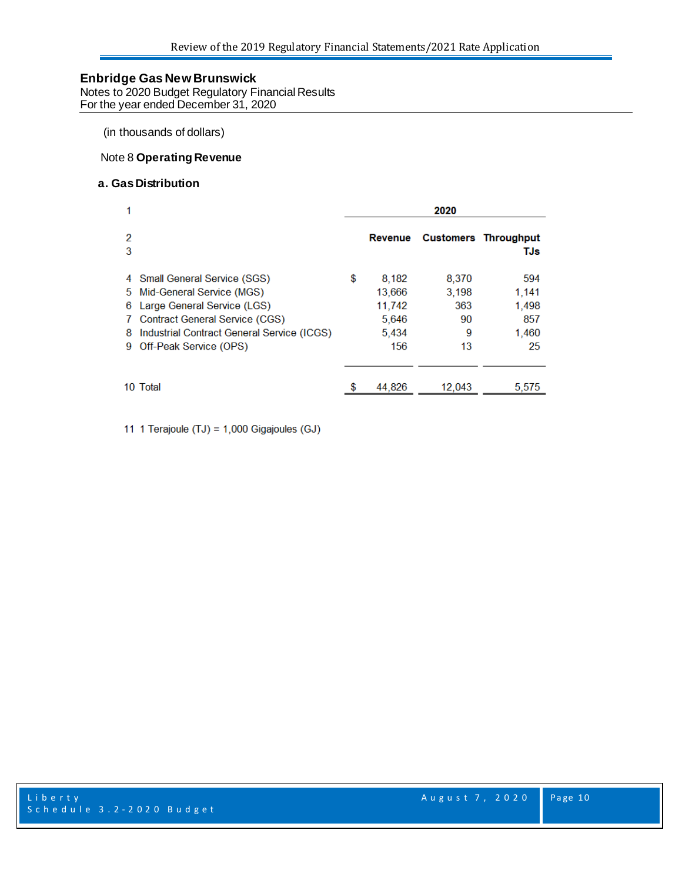**Enbridge Gas New Brunswick**
Notes to 2020 Budget Regulatory Financial Results
For the year ended December 31, 2020

(in thousands of dollars)

Note 8 **Operating Revenue**

**a. Gas Distribution**

| 1 | | 2020 | | |
|---|---|---|---|---|
| 2 | | Revenue | Customers | Throughput |
| 3 | | | | TJs |
| 4 | Small General Service (SGS) | $ 8,182 | 8,370 | 594 |
| 5 | Mid-General Service (MGS) | 13,666 | 3,198 | 1,141 |
| 6 | Large General Service (LGS) | 11,742 | 363 | 1,498 |
| 7 | Contract General Service (CGS) | 5,646 | 90 | 857 |
| 8 | Industrial Contract General Service (ICGS) | 5,434 | 9 | 1,460 |
| 9 | Off-Peak Service (OPS) | 156 | 13 | 25 |
| 10 | Total | $ 44,826 | 12,043 | 5,575 |

11 1 Terajoule (TJ) = 1,000 Gigajoules (GJ)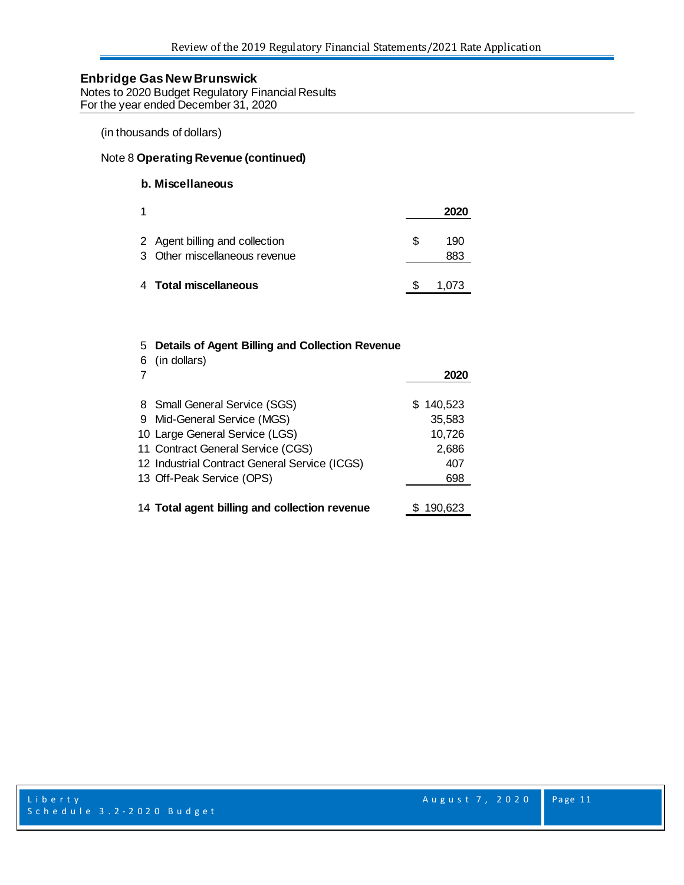**Enbridge Gas New Brunswick**
Notes to 2020 Budget Regulatory Financial Results
For the year ended December 31, 2020

(in thousands of dollars)

Note 8 **Operating Revenue (continued)**

**b. Miscellaneous**

| 1 | | **2020** |
|---|---|---|
| 2 | Agent billing and collection | $ 190 |
| 3 | Other miscellaneous revenue | 883 |
| 4 | **Total miscellaneous** | $ 1,073 |

| 5 | **Details of Agent Billing and Collection Revenue** | |
|---|---|---|
| 6 | (in dollars) | |
| 7 | | **2020** |
| 8 | Small General Service (SGS) | $ 140,523 |
| 9 | Mid-General Service (MGS) | 35,583 |
| 10 | Large General Service (LGS) | 10,726 |
| 11 | Contract General Service (CGS) | 2,686 |
| 12 | Industrial Contract General Service (ICGS) | 407 |
| 13 | Off-Peak Service (OPS) | 698 |
| 14 | **Total agent billing and collection revenue** | $ 190,623 |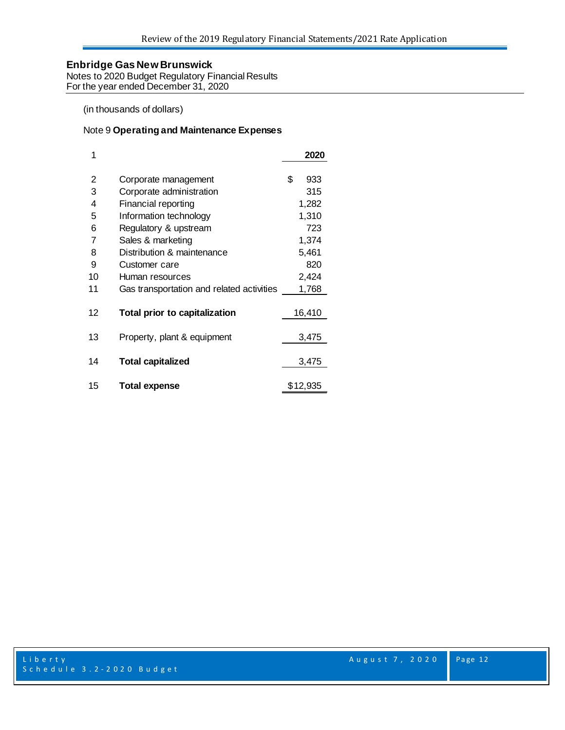**Enbridge Gas New Brunswick**
Notes to 2020 Budget Regulatory Financial Results
For the year ended December 31, 2020

(in thousands of dollars)

Note 9 **Operating and Maintenance Expenses**

| 1 | | **2020** |
|---|---|---|
| 2 | Corporate management | $ 933 |
| 3 | Corporate administration | 315 |
| 4 | Financial reporting | 1,282 |
| 5 | Information technology | 1,310 |
| 6 | Regulatory & upstream | 723 |
| 7 | Sales & marketing | 1,374 |
| 8 | Distribution & maintenance | 5,461 |
| 9 | Customer care | 820 |
| 10 | Human resources | 2,424 |
| 11 | Gas transportation and related activities | 1,768 |
| 12 | **Total prior to capitalization** | 16,410 |
| 13 | Property, plant & equipment | 3,475 |
| 14 | **Total capitalized** | 3,475 |
| 15 | **Total expense** | $12,935 |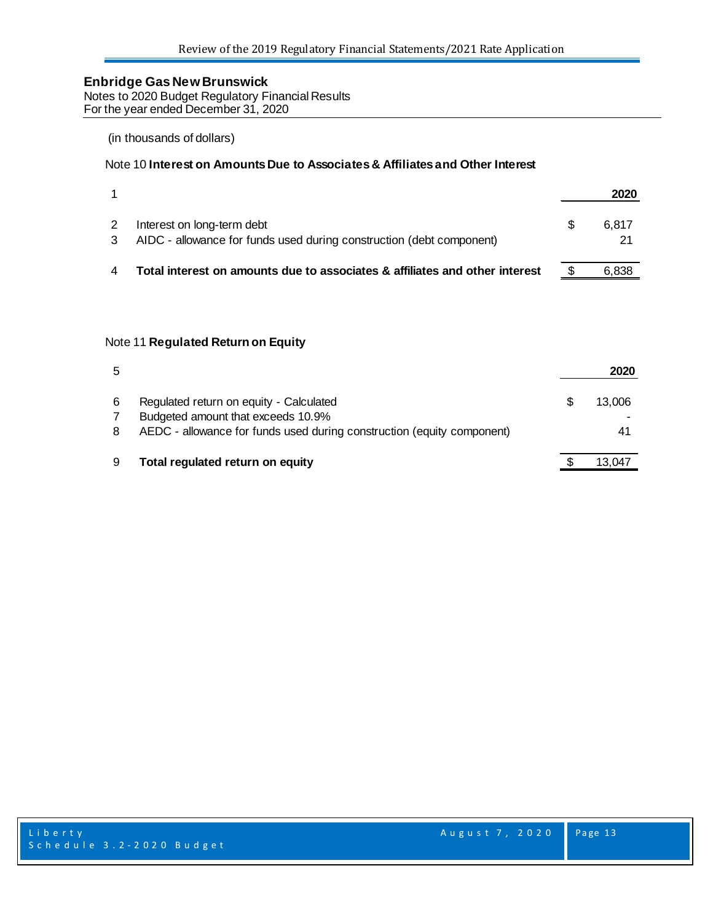## Enbridge Gas New Brunswick

Notes to 2020 Budget Regulatory Financial Results
For the year ended December 31, 2020

(in thousands of dollars)

### Note 10 **Interest on Amounts Due to Associates & Affiliates and Other Interest**

| 1 | | | 2020 |
|---|---|---|---|
| 2 | Interest on long-term debt | $ | 6,817 |
| 3 | AIDC - allowance for funds used during construction (debt component) | | 21 |
| 4 | **Total interest on amounts due to associates & affiliates and other interest** | $ | 6,838 |

### Note 11 **Regulated Return on Equity**

| 5 | | | 2020 |
|---|---|---|---|
| 6 | Regulated return on equity - Calculated | $ | 13,006 |
| 7 | Budgeted amount that exceeds 10.9% | | - |
| 8 | AEDC - allowance for funds used during construction (equity component) | | 41 |
| 9 | **Total regulated return on equity** | $ | 13,047 |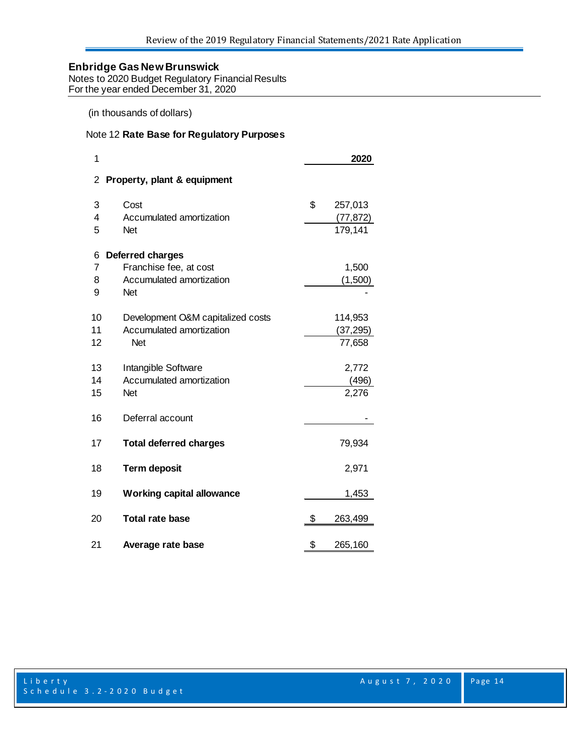## Enbridge Gas New Brunswick

Notes to 2020 Budget Regulatory Financial Results
For the year ended December 31, 2020

(in thousands of dollars)

Note 12 **Rate Base for Regulatory Purposes**

| 1 | | | **2020** |
|---|---|---|---|
| 2 | **Property, plant & equipment** | | |
| 3 | Cost | $ | 257,013 |
| 4 | Accumulated amortization | | (77,872) |
| 5 | Net | | 179,141 |
| 6 | **Deferred charges** | | |
| 7 | Franchise fee, at cost | | 1,500 |
| 8 | Accumulated amortization | | (1,500) |
| 9 | Net | | - |
| 10 | Development O&M capitalized costs | | 114,953 |
| 11 | Accumulated amortization | | (37,295) |
| 12 | Net | | 77,658 |
| 13 | Intangible Software | | 2,772 |
| 14 | Accumulated amortization | | (496) |
| 15 | Net | | 2,276 |
| 16 | Deferral account | | - |
| 17 | **Total deferred charges** | | 79,934 |
| 18 | **Term deposit** | | 2,971 |
| 19 | **Working capital allowance** | | 1,453 |
| 20 | **Total rate base** | $ | 263,499 |
| 21 | **Average rate base** | $ | 265,160 |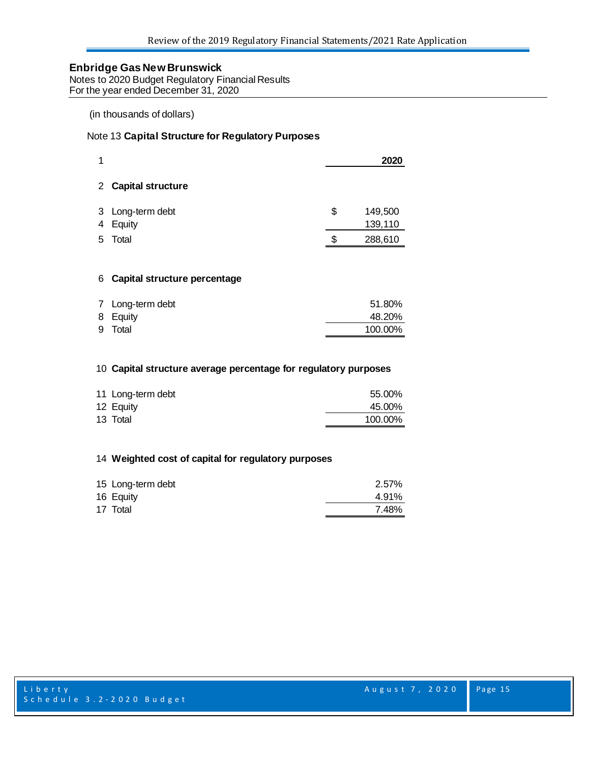**Enbridge Gas New Brunswick**
Notes to 2020 Budget Regulatory Financial Results
For the year ended December 31, 2020

(in thousands of dollars)

Note 13 **Capital Structure for Regulatory Purposes**

| # | | 2020 |
|---|---|---|
| 1 | | **2020** |
| 2 | **Capital structure** | |
| 3 | Long-term debt | $ 149,500 |
| 4 | Equity | 139,110 |
| 5 | Total | $ 288,610 |
| 6 | **Capital structure percentage** | |
| 7 | Long-term debt | 51.80% |
| 8 | Equity | 48.20% |
| 9 | Total | 100.00% |
| 10 | **Capital structure average percentage for regulatory purposes** | |
| 11 | Long-term debt | 55.00% |
| 12 | Equity | 45.00% |
| 13 | Total | 100.00% |
| 14 | **Weighted cost of capital for regulatory purposes** | |
| 15 | Long-term debt | 2.57% |
| 16 | Equity | 4.91% |
| 17 | Total | 7.48% |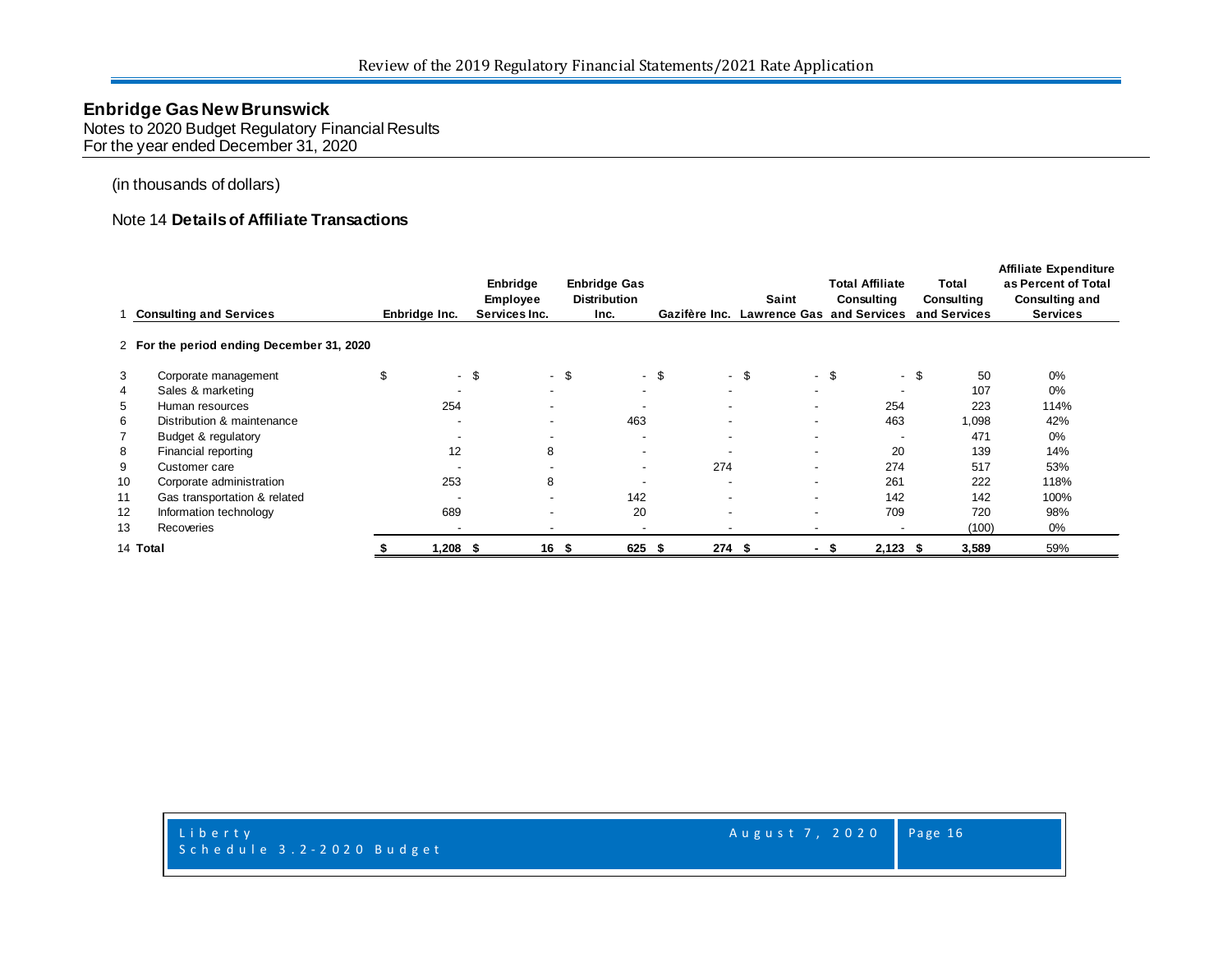## Enbridge Gas New Brunswick

Notes to 2020 Budget Regulatory Financial Results
For the year ended December 31, 2020

(in thousands of dollars)

### Note 14 **Details of Affiliate Transactions**

| | Consulting and Services | Enbridge Inc. | Enbridge Employee Services Inc. | Enbridge Gas Distribution Inc. | Gazifère Inc. | Saint Lawrence Gas | Total Affiliate Consulting and Services | Total Consulting and Services | Affiliate Expenditure as Percent of Total Consulting and Services |
|---|---|---|---|---|---|---|---|---|---|
| 1 | | | | | | | | | |
| 2 | **For the period ending December 31, 2020** | | | | | | | | |
| 3 | Corporate management | $ - | $ - | $ - | $ - | $ - | $ - | $ 50 | 0% |
| 4 | Sales & marketing | - | - | - | - | - | - | 107 | 0% |
| 5 | Human resources | 254 | - | - | - | - | 254 | 223 | 114% |
| 6 | Distribution & maintenance | - | - | 463 | - | - | 463 | 1,098 | 42% |
| 7 | Budget & regulatory | - | - | - | - | - | - | 471 | 0% |
| 8 | Financial reporting | 12 | 8 | - | - | - | 20 | 139 | 14% |
| 9 | Customer care | - | - | - | 274 | - | 274 | 517 | 53% |
| 10 | Corporate administration | 253 | 8 | - | - | - | 261 | 222 | 118% |
| 11 | Gas transportation & related | - | - | 142 | - | - | 142 | 142 | 100% |
| 12 | Information technology | 689 | - | 20 | - | - | 709 | 720 | 98% |
| 13 | Recoveries | - | - | - | - | - | - | (100) | 0% |
| 14 | **Total** | **$ 1,208** | **$ 16** | **$ 625** | **$ 274** | **$ -** | **$ 2,123** | **$ 3,589** | 59% |

Liberty
Schedule 3.2-2020 Budget

August 7, 2020